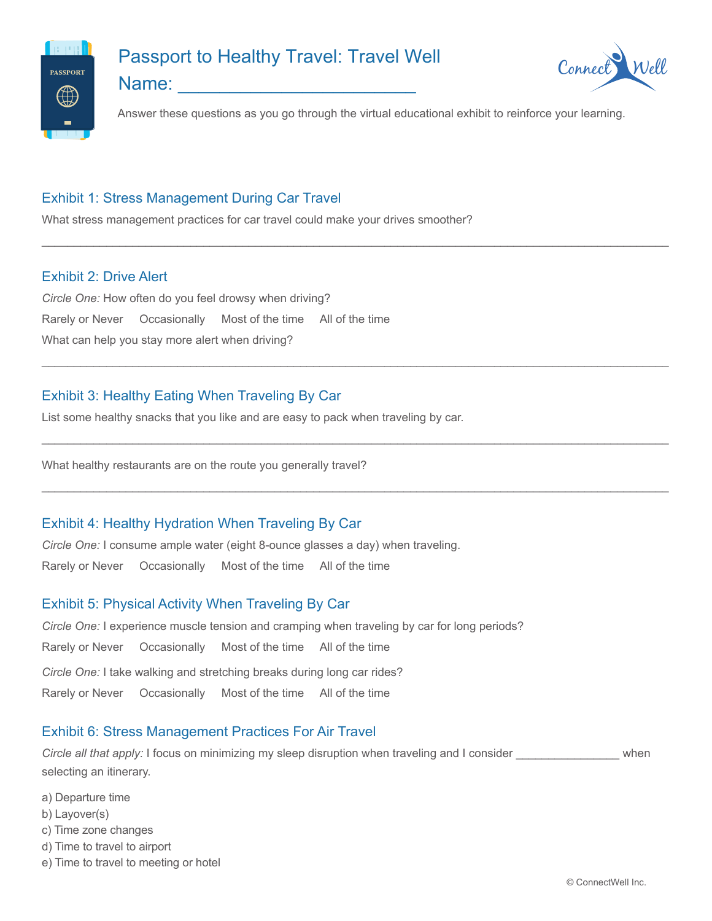# Passport to Healthy Travel: Travel Well

Name: ________________________

Answer these questions as you go through the virtual educational exhibit to reinforce your learning.

## Exhibit 1: Stress Management During Car Travel

What stress management practices for car travel could make your drives smoother?

________________________________________________________________________________

## Exhibit 2: Drive Alert

*Circle One:* How often do you feel drowsy when driving?

Rarely or Never     Occasionally     Most of the time     All of the time

What can help you stay more alert when driving?

________________________________________________________________________________

## Exhibit 3: Healthy Eating When Traveling By Car

List some healthy snacks that you like and are easy to pack when traveling by car.

________________________________________________________________________________

What healthy restaurants are on the route you generally travel?

________________________________________________________________________________

## Exhibit 4: Healthy Hydration When Traveling By Car

*Circle One:* I consume ample water (eight 8-ounce glasses a day) when traveling.

Rarely or Never     Occasionally     Most of the time     All of the time

## Exhibit 5: Physical Activity When Traveling By Car

*Circle One:* I experience muscle tension and cramping when traveling by car for long periods?

Rarely or Never     Occasionally     Most of the time     All of the time

*Circle One:* I take walking and stretching breaks during long car rides?

Rarely or Never     Occasionally     Most of the time     All of the time

## Exhibit 6: Stress Management Practices For Air Travel

*Circle all that apply:* I focus on minimizing my sleep disruption when traveling and I consider ________________ when selecting an itinerary.

a) Departure time
b) Layover(s)
c) Time zone changes
d) Time to travel to airport
e) Time to travel to meeting or hotel

© ConnectWell Inc.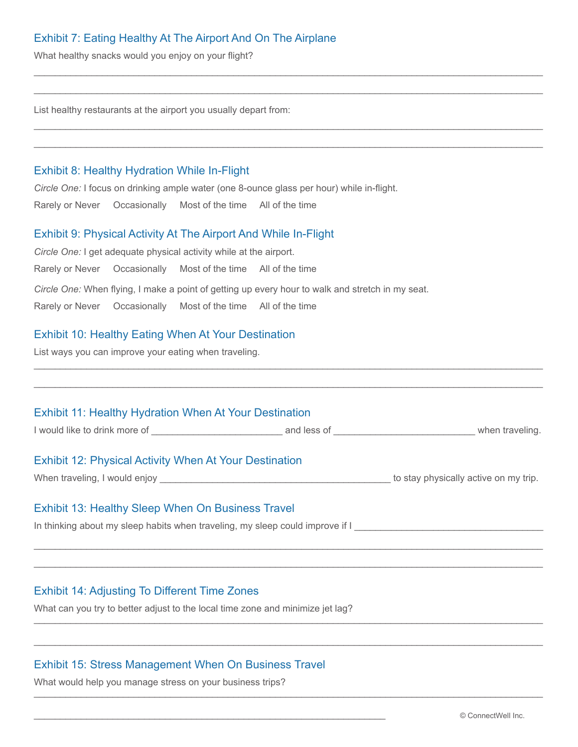## Exhibit 7: Eating Healthy At The Airport And On The Airplane

What healthy snacks would you enjoy on your flight?

___________________________________________________________________________

___________________________________________________________________________

List healthy restaurants at the airport you usually depart from:

___________________________________________________________________________

___________________________________________________________________________

## Exhibit 8: Healthy Hydration While In-Flight

*Circle One:* I focus on drinking ample water (one 8-ounce glass per hour) while in-flight.

Rarely or Never    Occasionally    Most of the time    All of the time

## Exhibit 9: Physical Activity At The Airport And While In-Flight

*Circle One:* I get adequate physical activity while at the airport.

Rarely or Never    Occasionally    Most of the time    All of the time

*Circle One:* When flying, I make a point of getting up every hour to walk and stretch in my seat.

Rarely or Never    Occasionally    Most of the time    All of the time

## Exhibit 10: Healthy Eating When At Your Destination

List ways you can improve your eating when traveling.

___________________________________________________________________________

___________________________________________________________________________

## Exhibit 11: Healthy Hydration When At Your Destination

I would like to drink more of ________________________ and less of __________________________ when traveling.

## Exhibit 12: Physical Activity When At Your Destination

When traveling, I would enjoy __________________________________________ to stay physically active on my trip.

## Exhibit 13: Healthy Sleep When On Business Travel

In thinking about my sleep habits when traveling, my sleep could improve if I ___________________________________

___________________________________________________________________________

___________________________________________________________________________

## Exhibit 14: Adjusting To Different Time Zones

What can you try to better adjust to the local time zone and minimize jet lag?

___________________________________________________________________________

___________________________________________________________________________

## Exhibit 15: Stress Management When On Business Travel

What would help you manage stress on your business trips?

___________________________________________________________________________

_________________________________________________________________

© ConnectWell Inc.